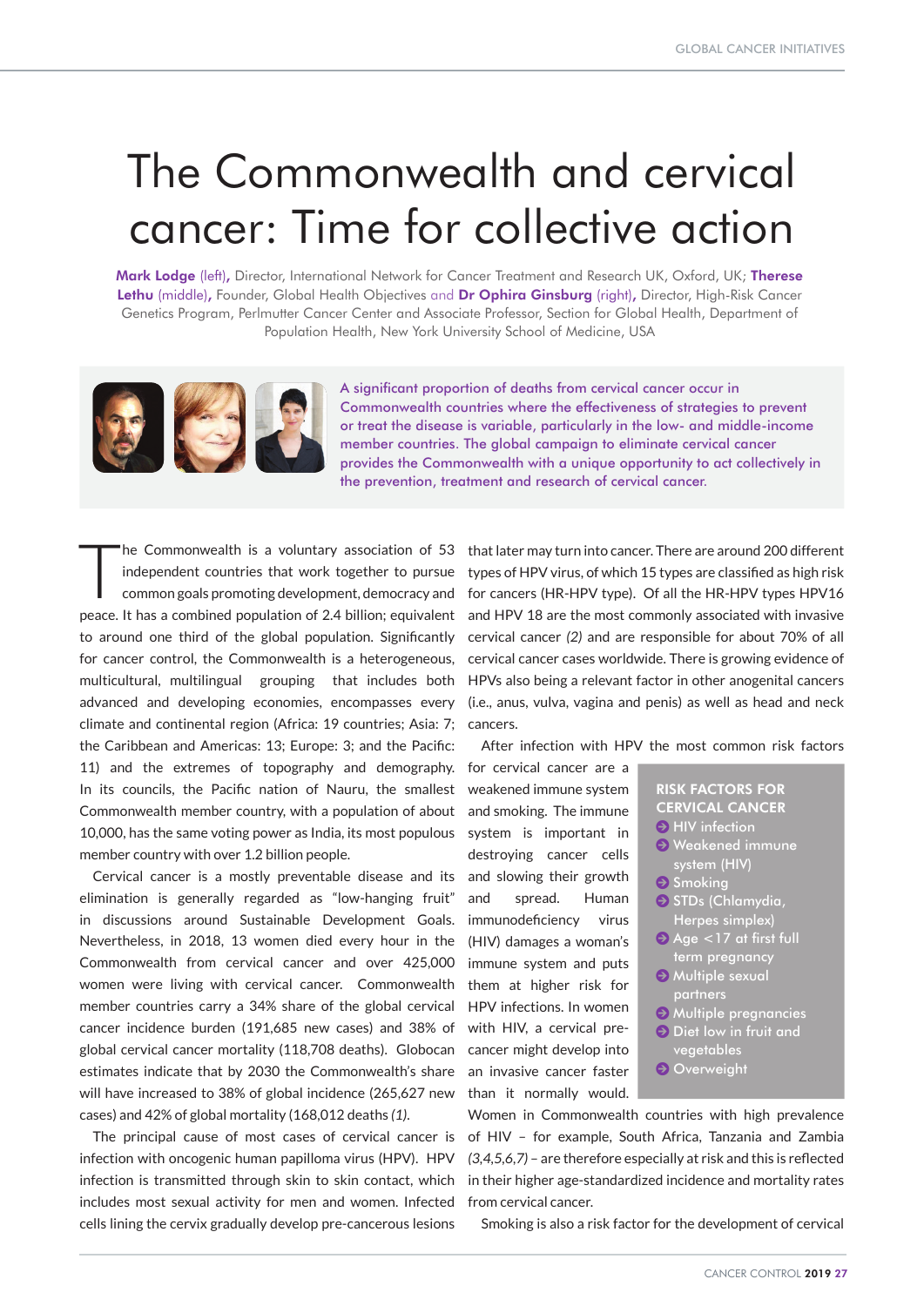# The Commonwealth and cervical cancer: Time for collective action

**Mark Lodge** (left), Director, International Network for Cancer Treatment and Research UK, Oxford, UK; **Therese Lethu** (middle), Founder, Global Health Objectives and **Dr Ophira Ginsburg** (right), Director, High-Risk Cancer Genetics Program, Perlmutter Cancer Center and Associate Professor, Section for Global Health, Department of Population Health, New York University School of Medicine, USA

A significant proportion of deaths from cervical cancer occur in Commonwealth countries where the effectiveness of strategies to prevent or treat the disease is variable, particularly in the low- and middle-income member countries. The global campaign to eliminate cervical cancer provides the Commonwealth with a unique opportunity to act collectively in the prevention, treatment and research of cervical cancer.

The Commonwealth is a voluntary association of 53 independent countries that work together to pursue common goals promoting development, democracy and peace. It has a combined population of 2.4 billion; equivalent to around one third of the global population. Significantly for cancer control, the Commonwealth is a heterogeneous, multicultural, multilingual grouping that includes both advanced and developing economies, encompasses every climate and continental region (Africa: 19 countries; Asia: 7; the Caribbean and Americas: 13; Europe: 3; and the Pacific: 11) and the extremes of topography and demography. In its councils, the Pacific nation of Nauru, the smallest Commonwealth member country, with a population of about 10,000, has the same voting power as India, its most populous member country with over 1.2 billion people.

Cervical cancer is a mostly preventable disease and its elimination is generally regarded as "low-hanging fruit" in discussions around Sustainable Development Goals. Nevertheless, in 2018, 13 women died every hour in the Commonwealth from cervical cancer and over 425,000 women were living with cervical cancer. Commonwealth member countries carry a 34% share of the global cervical cancer incidence burden (191,685 new cases) and 38% of global cervical cancer mortality (118,708 deaths). Globocan estimates indicate that by 2030 the Commonwealth's share will have increased to 38% of global incidence (265,627 new cases) and 42% of global mortality (168,012 deaths *(1)*.

The principal cause of most cases of cervical cancer is infection with oncogenic human papilloma virus (HPV). HPV infection is transmitted through skin to skin contact, which includes most sexual activity for men and women. Infected cells lining the cervix gradually develop pre-cancerous lesions that later may turn into cancer. There are around 200 different types of HPV virus, of which 15 types are classified as high risk for cancers (HR-HPV type). Of all the HR-HPV types HPV16 and HPV 18 are the most commonly associated with invasive cervical cancer *(2)* and are responsible for about 70% of all cervical cancer cases worldwide. There is growing evidence of HPVs also being a relevant factor in other anogenital cancers (i.e., anus, vulva, vagina and penis) as well as head and neck cancers.

After infection with HPV the most common risk factors for cervical cancer are a weakened immune system and smoking. The immune system is important in destroying cancer cells and slowing their growth and spread. Human immunodeficiency virus (HIV) damages a woman's immune system and puts them at higher risk for HPV infections. In women with HIV, a cervical pre-cancer might develop into an invasive cancer faster than it normally would. Women in Commonwealth countries with high prevalence of HIV – for example, South Africa, Tanzania and Zambia *(3,4,5,6,7)* – are therefore especially at risk and this is reflected in their higher age-standardized incidence and mortality rates from cervical cancer.

**RISK FACTORS FOR CERVICAL CANCER**

- HIV infection
- Weakened immune system (HIV)
- Smoking
- STDs (Chlamydia, Herpes simplex)
- Age <17 at first full term pregnancy
- Multiple sexual partners
- Multiple pregnancies
- Diet low in fruit and vegetables
- Overweight

Smoking is also a risk factor for the development of cervical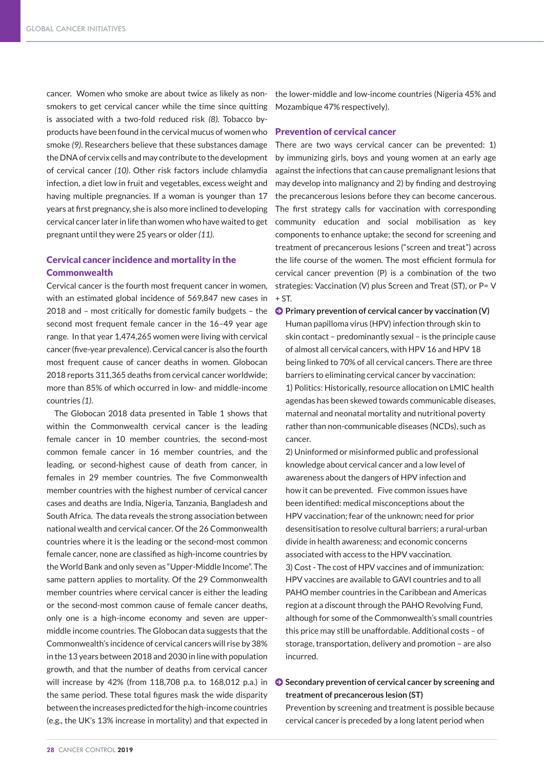cancer. Women who smoke are about twice as likely as non-smokers to get cervical cancer while the time since quitting is associated with a two-fold reduced risk *(8)*. Tobacco by-products have been found in the cervical mucus of women who smoke *(9)*. Researchers believe that these substances damage the DNA of cervix cells and may contribute to the development of cervical cancer *(10)*. Other risk factors include chlamydia infection, a diet low in fruit and vegetables, excess weight and having multiple pregnancies. If a woman is younger than 17 years at first pregnancy, she is also more inclined to developing cervical cancer later in life than women who have waited to get pregnant until they were 25 years or older *(11)*.

## Cervical cancer incidence and mortality in the Commonwealth

Cervical cancer is the fourth most frequent cancer in women, with an estimated global incidence of 569,847 new cases in 2018 and – most critically for domestic family budgets – the second most frequent female cancer in the 16–49 year age range. In that year 1,474,265 women were living with cervical cancer (five-year prevalence). Cervical cancer is also the fourth most frequent cause of cancer deaths in women. Globocan 2018 reports 311,365 deaths from cervical cancer worldwide; more than 85% of which occurred in low- and middle-income countries *(1)*.

The Globocan 2018 data presented in Table 1 shows that within the Commonwealth cervical cancer is the leading female cancer in 10 member countries, the second-most common female cancer in 16 member countries, and the leading, or second-highest cause of death from cancer, in females in 29 member countries. The five Commonwealth member countries with the highest number of cervical cancer cases and deaths are India, Nigeria, Tanzania, Bangladesh and South Africa. The data reveals the strong association between national wealth and cervical cancer. Of the 26 Commonwealth countries where it is the leading or the second-most common female cancer, none are classified as high-income countries by the World Bank and only seven as "Upper-Middle Income". The same pattern applies to mortality. Of the 29 Commonwealth member countries where cervical cancer is either the leading or the second-most common cause of female cancer deaths, only one is a high-income economy and seven are upper-middle income countries. The Globocan data suggests that the Commonwealth's incidence of cervical cancers will rise by 38% in the 13 years between 2018 and 2030 in line with population growth, and that the number of deaths from cervical cancer will increase by 42% (from 118,708 p.a. to 168,012 p.a.) in the same period. These total figures mask the wide disparity between the increases predicted for the high-income countries (e.g., the UK's 13% increase in mortality) and that expected in the lower-middle and low-income countries (Nigeria 45% and Mozambique 47% respectively).

## Prevention of cervical cancer

There are two ways cervical cancer can be prevented: 1) by immunizing girls, boys and young women at an early age against the infections that can cause premalignant lesions that may develop into malignancy and 2) by finding and destroying the precancerous lesions before they can become cancerous. The first strategy calls for vaccination with corresponding community education and social mobilisation as key components to enhance uptake; the second for screening and treatment of precancerous lesions ("screen and treat") across the life course of the women. The most efficient formula for cervical cancer prevention (P) is a combination of the two strategies: Vaccination (V) plus Screen and Treat (ST), or P= V + ST.

- **Primary prevention of cervical cancer by vaccination (V)**

  Human papilloma virus (HPV) infection through skin to skin contact – predominantly sexual – is the principle cause of almost all cervical cancers, with HPV 16 and HPV 18 being linked to 70% of all cervical cancers. There are three barriers to eliminating cervical cancer by vaccination:

  1) Politics: Historically, resource allocation on LMIC health agendas has been skewed towards communicable diseases, maternal and neonatal mortality and nutritional poverty rather than non-communicable diseases (NCDs), such as cancer.

  2) Uninformed or misinformed public and professional knowledge about cervical cancer and a low level of awareness about the dangers of HPV infection and how it can be prevented. Five common issues have been identified: medical misconceptions about the HPV vaccination; fear of the unknown; need for prior desensitisation to resolve cultural barriers; a rural-urban divide in health awareness; and economic concerns associated with access to the HPV vaccination.

  3) Cost - The cost of HPV vaccines and of immunization: HPV vaccines are available to GAVI countries and to all PAHO member countries in the Caribbean and Americas region at a discount through the PAHO Revolving Fund, although for some of the Commonwealth's small countries this price may still be unaffordable. Additional costs – of storage, transportation, delivery and promotion – are also incurred.

- **Secondary prevention of cervical cancer by screening and treatment of precancerous lesion (ST)**

  Prevention by screening and treatment is possible because cervical cancer is preceded by a long latent period when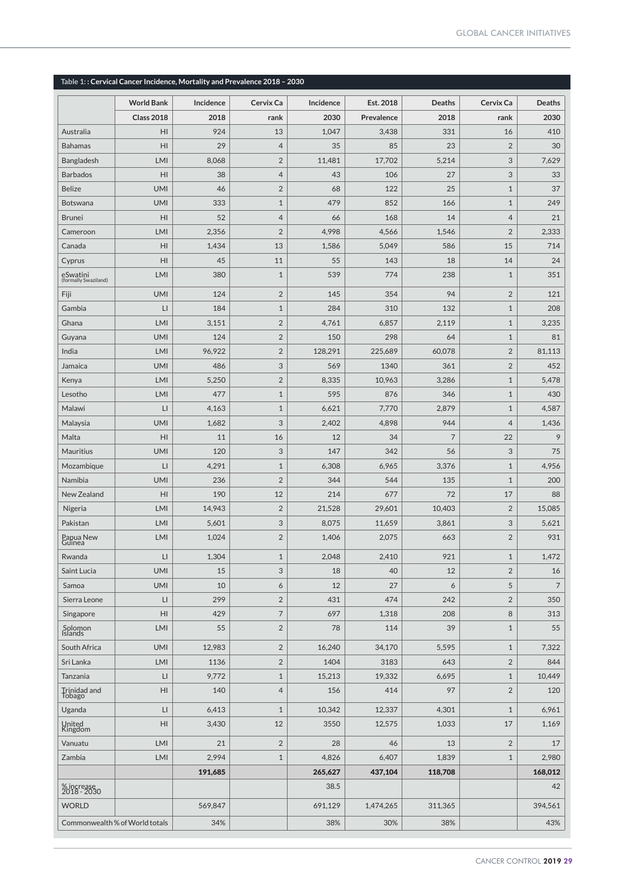Table 1: : Cervical Cancer Incidence, Mortality and Prevalence 2018 – 2030

| | World Bank | Incidence | Cervix Ca | Incidence | Est. 2018 | Deaths | Cervix Ca | Deaths |
|---|---|---|---|---|---|---|---|---|
| | Class 2018 | 2018 | rank | 2030 | Prevalence | 2018 | rank | 2030 |
| Australia | HI | 924 | 13 | 1,047 | 3,438 | 331 | 16 | 410 |
| Bahamas | HI | 29 | 4 | 35 | 85 | 23 | 2 | 30 |
| Bangladesh | LMI | 8,068 | 2 | 11,481 | 17,702 | 5,214 | 3 | 7,629 |
| Barbados | HI | 38 | 4 | 43 | 106 | 27 | 3 | 33 |
| Belize | UMI | 46 | 2 | 68 | 122 | 25 | 1 | 37 |
| Botswana | UMI | 333 | 1 | 479 | 852 | 166 | 1 | 249 |
| Brunei | HI | 52 | 4 | 66 | 168 | 14 | 4 | 21 |
| Cameroon | LMI | 2,356 | 2 | 4,998 | 4,566 | 1,546 | 2 | 2,333 |
| Canada | HI | 1,434 | 13 | 1,586 | 5,049 | 586 | 15 | 714 |
| Cyprus | HI | 45 | 11 | 55 | 143 | 18 | 14 | 24 |
| eSwatini (formally Swaziland) | LMI | 380 | 1 | 539 | 774 | 238 | 1 | 351 |
| Fiji | UMI | 124 | 2 | 145 | 354 | 94 | 2 | 121 |
| Gambia | LI | 184 | 1 | 284 | 310 | 132 | 1 | 208 |
| Ghana | LMI | 3,151 | 2 | 4,761 | 6,857 | 2,119 | 1 | 3,235 |
| Guyana | UMI | 124 | 2 | 150 | 298 | 64 | 1 | 81 |
| India | LMI | 96,922 | 2 | 128,291 | 225,689 | 60,078 | 2 | 81,113 |
| Jamaica | UMI | 486 | 3 | 569 | 1340 | 361 | 2 | 452 |
| Kenya | LMI | 5,250 | 2 | 8,335 | 10,963 | 3,286 | 1 | 5,478 |
| Lesotho | LMI | 477 | 1 | 595 | 876 | 346 | 1 | 430 |
| Malawi | LI | 4,163 | 1 | 6,621 | 7,770 | 2,879 | 1 | 4,587 |
| Malaysia | UMI | 1,682 | 3 | 2,402 | 4,898 | 944 | 4 | 1,436 |
| Malta | HI | 11 | 16 | 12 | 34 | 7 | 22 | 9 |
| Mauritius | UMI | 120 | 3 | 147 | 342 | 56 | 3 | 75 |
| Mozambique | LI | 4,291 | 1 | 6,308 | 6,965 | 3,376 | 1 | 4,956 |
| Namibia | UMI | 236 | 2 | 344 | 544 | 135 | 1 | 200 |
| New Zealand | HI | 190 | 12 | 214 | 677 | 72 | 17 | 88 |
| Nigeria | LMI | 14,943 | 2 | 21,528 | 29,601 | 10,403 | 2 | 15,085 |
| Pakistan | LMI | 5,601 | 3 | 8,075 | 11,659 | 3,861 | 3 | 5,621 |
| Papua New Guinea | LMI | 1,024 | 2 | 1,406 | 2,075 | 663 | 2 | 931 |
| Rwanda | LI | 1,304 | 1 | 2,048 | 2,410 | 921 | 1 | 1,472 |
| Saint Lucia | UMI | 15 | 3 | 18 | 40 | 12 | 2 | 16 |
| Samoa | UMI | 10 | 6 | 12 | 27 | 6 | 5 | 7 |
| Sierra Leone | LI | 299 | 2 | 431 | 474 | 242 | 2 | 350 |
| Singapore | HI | 429 | 7 | 697 | 1,318 | 208 | 8 | 313 |
| Solomon Islands | LMI | 55 | 2 | 78 | 114 | 39 | 1 | 55 |
| South Africa | UMI | 12,983 | 2 | 16,240 | 34,170 | 5,595 | 1 | 7,322 |
| Sri Lanka | LMI | 1136 | 2 | 1404 | 3183 | 643 | 2 | 844 |
| Tanzania | LI | 9,772 | 1 | 15,213 | 19,332 | 6,695 | 1 | 10,449 |
| Trinidad and Tobago | HI | 140 | 4 | 156 | 414 | 97 | 2 | 120 |
| Uganda | LI | 6,413 | 1 | 10,342 | 12,337 | 4,301 | 1 | 6,961 |
| United Kingdom | HI | 3,430 | 12 | 3550 | 12,575 | 1,033 | 17 | 1,169 |
| Vanuatu | LMI | 21 | 2 | 28 | 46 | 13 | 2 | 17 |
| Zambia | LMI | 2,994 | 1 | 4,826 | 6,407 | 1,839 | 1 | 2,980 |
| | | **191,685** | | **265,627** | **437,104** | **118,708** | | **168,012** |
| % increase 2018 - 2030 | | | | 38.5 | | | | 42 |
| WORLD | | 569,847 | | 691,129 | 1,474,265 | 311,365 | | 394,561 |
| Commonwealth % of World totals | | 34% | | 38% | 30% | 38% | | 43% |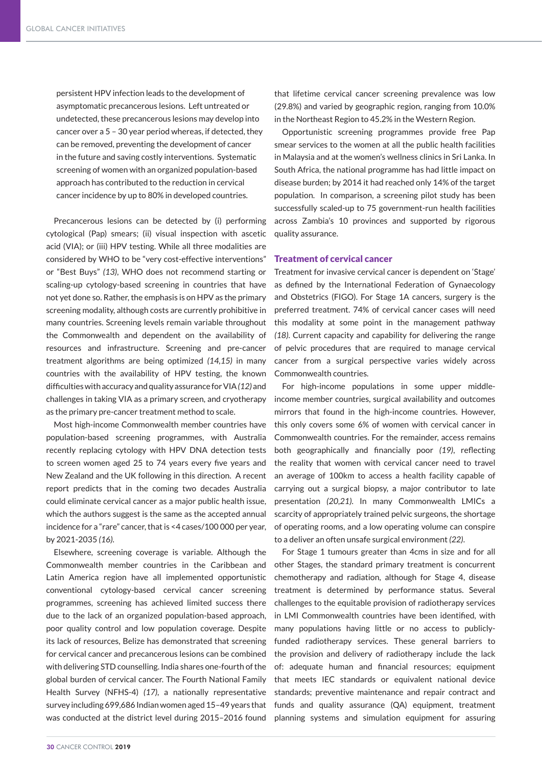persistent HPV infection leads to the development of asymptomatic precancerous lesions. Left untreated or undetected, these precancerous lesions may develop into cancer over a 5 – 30 year period whereas, if detected, they can be removed, preventing the development of cancer in the future and saving costly interventions. Systematic screening of women with an organized population-based approach has contributed to the reduction in cervical cancer incidence by up to 80% in developed countries.

Precancerous lesions can be detected by (i) performing cytological (Pap) smears; (ii) visual inspection with ascetic acid (VIA); or (iii) HPV testing. While all three modalities are considered by WHO to be "very cost-effective interventions" or "Best Buys" *(13)*, WHO does not recommend starting or scaling-up cytology-based screening in countries that have not yet done so. Rather, the emphasis is on HPV as the primary screening modality, although costs are currently prohibitive in many countries. Screening levels remain variable throughout the Commonwealth and dependent on the availability of resources and infrastructure. Screening and pre-cancer treatment algorithms are being optimized *(14,15)* in many countries with the availability of HPV testing, the known difficulties with accuracy and quality assurance for VIA *(12)* and challenges in taking VIA as a primary screen, and cryotherapy as the primary pre-cancer treatment method to scale.

Most high-income Commonwealth member countries have population-based screening programmes, with Australia recently replacing cytology with HPV DNA detection tests to screen women aged 25 to 74 years every five years and New Zealand and the UK following in this direction. A recent report predicts that in the coming two decades Australia could eliminate cervical cancer as a major public health issue, which the authors suggest is the same as the accepted annual incidence for a "rare" cancer, that is <4 cases/100 000 per year, by 2021-2035 *(16)*.

Elsewhere, screening coverage is variable. Although the Commonwealth member countries in the Caribbean and Latin America region have all implemented opportunistic conventional cytology-based cervical cancer screening programmes, screening has achieved limited success there due to the lack of an organized population-based approach, poor quality control and low population coverage. Despite its lack of resources, Belize has demonstrated that screening for cervical cancer and precancerous lesions can be combined with delivering STD counselling. India shares one-fourth of the global burden of cervical cancer. The Fourth National Family Health Survey (NFHS-4) *(17)*, a nationally representative survey including 699,686 Indian women aged 15–49 years that was conducted at the district level during 2015–2016 found that lifetime cervical cancer screening prevalence was low (29.8%) and varied by geographic region, ranging from 10.0% in the Northeast Region to 45.2% in the Western Region.

Opportunistic screening programmes provide free Pap smear services to the women at all the public health facilities in Malaysia and at the women's wellness clinics in Sri Lanka. In South Africa, the national programme has had little impact on disease burden; by 2014 it had reached only 14% of the target population. In comparison, a screening pilot study has been successfully scaled-up to 75 government-run health facilities across Zambia's 10 provinces and supported by rigorous quality assurance.

## Treatment of cervical cancer

Treatment for invasive cervical cancer is dependent on 'Stage' as defined by the International Federation of Gynaecology and Obstetrics (FIGO). For Stage 1A cancers, surgery is the preferred treatment. 74% of cervical cancer cases will need this modality at some point in the management pathway *(18)*. Current capacity and capability for delivering the range of pelvic procedures that are required to manage cervical cancer from a surgical perspective varies widely across Commonwealth countries.

For high-income populations in some upper middle-income member countries, surgical availability and outcomes mirrors that found in the high-income countries. However, this only covers some 6% of women with cervical cancer in Commonwealth countries. For the remainder, access remains both geographically and financially poor *(19)*, reflecting the reality that women with cervical cancer need to travel an average of 100km to access a health facility capable of carrying out a surgical biopsy, a major contributor to late presentation *(20,21)*. In many Commonwealth LMICs a scarcity of appropriately trained pelvic surgeons, the shortage of operating rooms, and a low operating volume can conspire to a deliver an often unsafe surgical environment *(22)*.

For Stage 1 tumours greater than 4cms in size and for all other Stages, the standard primary treatment is concurrent chemotherapy and radiation, although for Stage 4, disease treatment is determined by performance status. Several challenges to the equitable provision of radiotherapy services in LMI Commonwealth countries have been identified, with many populations having little or no access to publicly-funded radiotherapy services. These general barriers to the provision and delivery of radiotherapy include the lack of: adequate human and financial resources; equipment that meets IEC standards or equivalent national device standards; preventive maintenance and repair contract and funds and quality assurance (QA) equipment, treatment planning systems and simulation equipment for assuring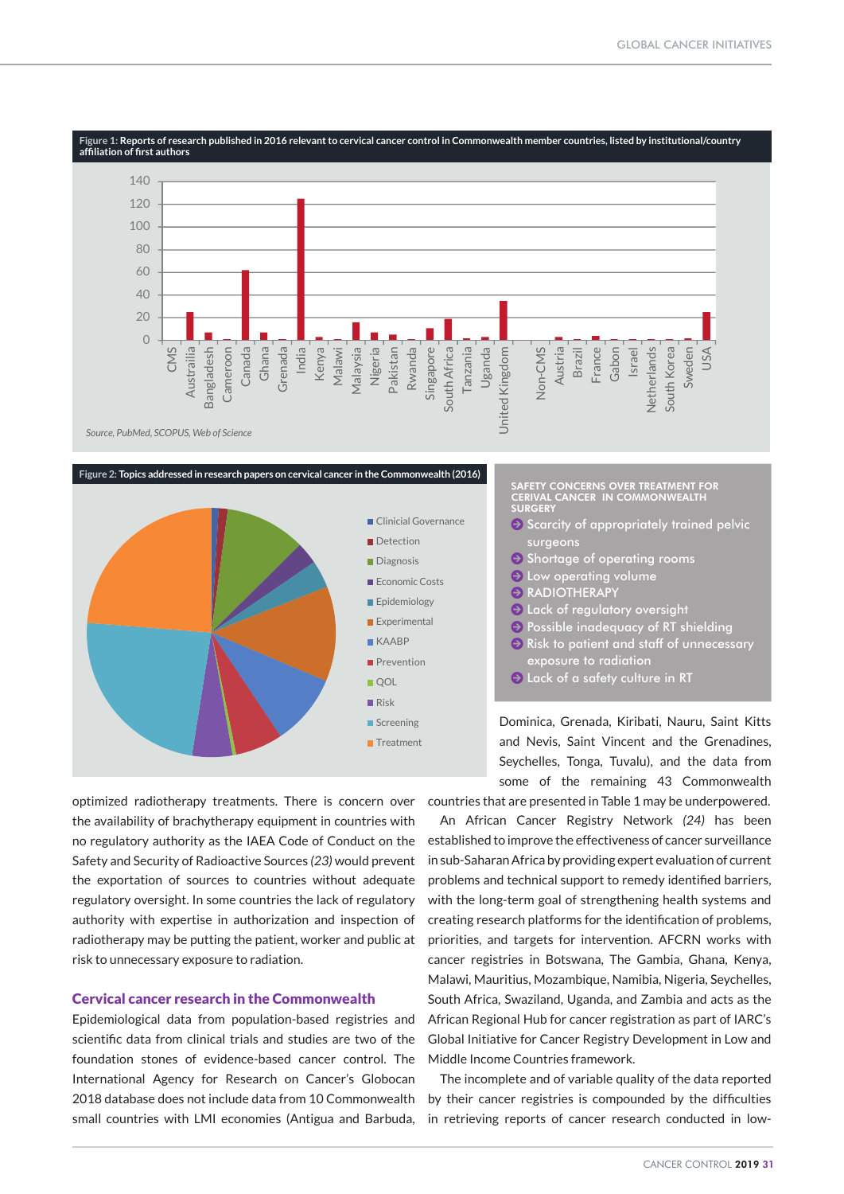**Figure 1:** Reports of research published in 2016 relevant to cervical cancer control in Commonwealth member countries, listed by institutional/country affiliation of first authors

*Source, PubMed, SCOPUS, Web of Science*

**Figure 2:** Topics addressed in research papers on cervical cancer in the Commonwealth (2016)

**SAFETY CONCERNS OVER TREATMENT FOR CERIVAL CANCER IN COMMONWEALTH SURGERY**

- Scarcity of appropriately trained pelvic surgeons
- Shortage of operating rooms
- Low operating volume
- RADIOTHERAPY
- Lack of regulatory oversight
- Possible inadequacy of RT shielding
- Risk to patient and staff of unnecessary exposure to radiation
- Lack of a safety culture in RT

optimized radiotherapy treatments. There is concern over the availability of brachytherapy equipment in countries with no regulatory authority as the IAEA Code of Conduct on the Safety and Security of Radioactive Sources *(23)* would prevent the exportation of sources to countries without adequate regulatory oversight. In some countries the lack of regulatory authority with expertise in authorization and inspection of radiotherapy may be putting the patient, worker and public at risk to unnecessary exposure to radiation.

## Cervical cancer research in the Commonwealth

Epidemiological data from population-based registries and scientific data from clinical trials and studies are two of the foundation stones of evidence-based cancer control. The International Agency for Research on Cancer's Globocan 2018 database does not include data from 10 Commonwealth small countries with LMI economies (Antigua and Barbuda, Dominica, Grenada, Kiribati, Nauru, Saint Kitts and Nevis, Saint Vincent and the Grenadines, Seychelles, Tonga, Tuvalu), and the data from some of the remaining 43 Commonwealth countries that are presented in Table 1 may be underpowered.

An African Cancer Registry Network *(24)* has been established to improve the effectiveness of cancer surveillance in sub-Saharan Africa by providing expert evaluation of current problems and technical support to remedy identified barriers, with the long-term goal of strengthening health systems and creating research platforms for the identification of problems, priorities, and targets for intervention. AFCRN works with cancer registries in Botswana, The Gambia, Ghana, Kenya, Malawi, Mauritius, Mozambique, Namibia, Nigeria, Seychelles, South Africa, Swaziland, Uganda, and Zambia and acts as the African Regional Hub for cancer registration as part of IARC's Global Initiative for Cancer Registry Development in Low and Middle Income Countries framework.

The incomplete and of variable quality of the data reported by their cancer registries is compounded by the difficulties in retrieving reports of cancer research conducted in low-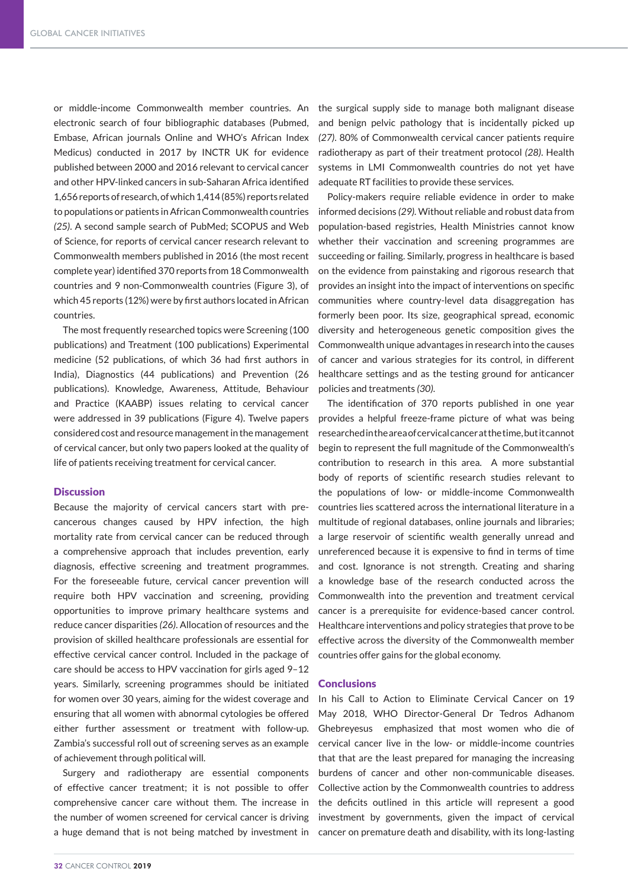or middle-income Commonwealth member countries. An electronic search of four bibliographic databases (Pubmed, Embase, African journals Online and WHO's African Index Medicus) conducted in 2017 by INCTR UK for evidence published between 2000 and 2016 relevant to cervical cancer and other HPV-linked cancers in sub-Saharan Africa identified 1,656 reports of research, of which 1,414 (85%) reports related to populations or patients in African Commonwealth countries *(25)*. A second sample search of PubMed; SCOPUS and Web of Science, for reports of cervical cancer research relevant to Commonwealth members published in 2016 (the most recent complete year) identified 370 reports from 18 Commonwealth countries and 9 non-Commonwealth countries (Figure 3), of which 45 reports (12%) were by first authors located in African countries.

The most frequently researched topics were Screening (100 publications) and Treatment (100 publications) Experimental medicine (52 publications, of which 36 had first authors in India), Diagnostics (44 publications) and Prevention (26 publications). Knowledge, Awareness, Attitude, Behaviour and Practice (KAABP) issues relating to cervical cancer were addressed in 39 publications (Figure 4). Twelve papers considered cost and resource management in the management of cervical cancer, but only two papers looked at the quality of life of patients receiving treatment for cervical cancer.

## Discussion

Because the majority of cervical cancers start with pre-cancerous changes caused by HPV infection, the high mortality rate from cervical cancer can be reduced through a comprehensive approach that includes prevention, early diagnosis, effective screening and treatment programmes. For the foreseeable future, cervical cancer prevention will require both HPV vaccination and screening, providing opportunities to improve primary healthcare systems and reduce cancer disparities *(26)*. Allocation of resources and the provision of skilled healthcare professionals are essential for effective cervical cancer control. Included in the package of care should be access to HPV vaccination for girls aged 9–12 years. Similarly, screening programmes should be initiated for women over 30 years, aiming for the widest coverage and ensuring that all women with abnormal cytologies be offered either further assessment or treatment with follow-up. Zambia's successful roll out of screening serves as an example of achievement through political will.

Surgery and radiotherapy are essential components of effective cancer treatment; it is not possible to offer comprehensive cancer care without them. The increase in the number of women screened for cervical cancer is driving a huge demand that is not being matched by investment in the surgical supply side to manage both malignant disease and benign pelvic pathology that is incidentally picked up *(27)*. 80% of Commonwealth cervical cancer patients require radiotherapy as part of their treatment protocol *(28)*. Health systems in LMI Commonwealth countries do not yet have adequate RT facilities to provide these services.

Policy-makers require reliable evidence in order to make informed decisions *(29)*. Without reliable and robust data from population-based registries, Health Ministries cannot know whether their vaccination and screening programmes are succeeding or failing. Similarly, progress in healthcare is based on the evidence from painstaking and rigorous research that provides an insight into the impact of interventions on specific communities where country-level data disaggregation has formerly been poor. Its size, geographical spread, economic diversity and heterogeneous genetic composition gives the Commonwealth unique advantages in research into the causes of cancer and various strategies for its control, in different healthcare settings and as the testing ground for anticancer policies and treatments *(30)*.

The identification of 370 reports published in one year provides a helpful freeze-frame picture of what was being researched in the area of cervical cancer at the time, but it cannot begin to represent the full magnitude of the Commonwealth's contribution to research in this area. A more substantial body of reports of scientific research studies relevant to the populations of low- or middle-income Commonwealth countries lies scattered across the international literature in a multitude of regional databases, online journals and libraries; a large reservoir of scientific wealth generally unread and unreferenced because it is expensive to find in terms of time and cost. Ignorance is not strength. Creating and sharing a knowledge base of the research conducted across the Commonwealth into the prevention and treatment cervical cancer is a prerequisite for evidence-based cancer control. Healthcare interventions and policy strategies that prove to be effective across the diversity of the Commonwealth member countries offer gains for the global economy.

## Conclusions

In his Call to Action to Eliminate Cervical Cancer on 19 May 2018, WHO Director-General Dr Tedros Adhanom Ghebreyesus emphasized that most women who die of cervical cancer live in the low- or middle-income countries that that are the least prepared for managing the increasing burdens of cancer and other non-communicable diseases. Collective action by the Commonwealth countries to address the deficits outlined in this article will represent a good investment by governments, given the impact of cervical cancer on premature death and disability, with its long-lasting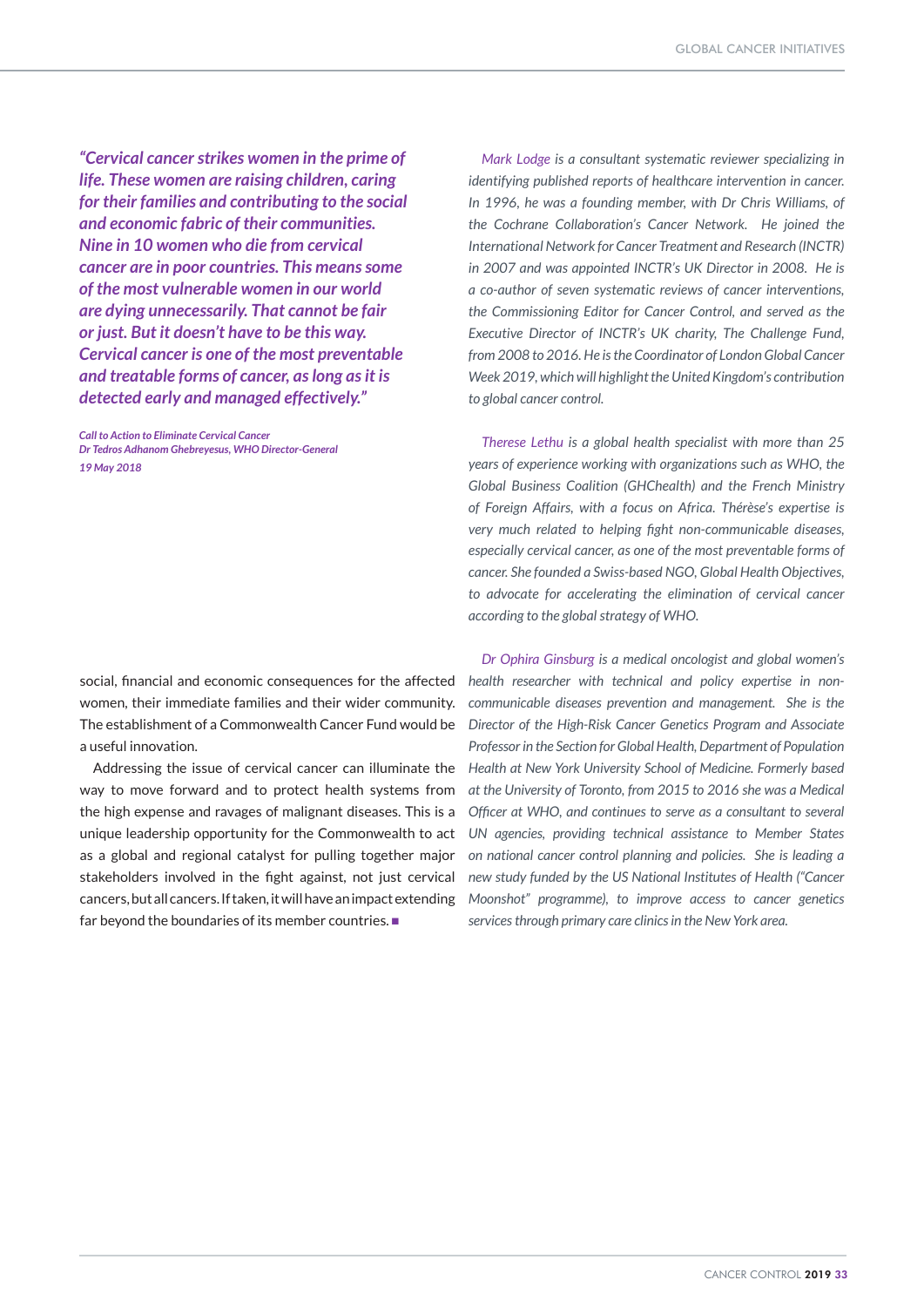*"Cervical cancer strikes women in the prime of life. These women are raising children, caring for their families and contributing to the social and economic fabric of their communities. Nine in 10 women who die from cervical cancer are in poor countries. This means some of the most vulnerable women in our world are dying unnecessarily. That cannot be fair or just. But it doesn't have to be this way. Cervical cancer is one of the most preventable and treatable forms of cancer, as long as it is detected early and managed effectively."*

*Call to Action to Eliminate Cervical Cancer*
*Dr Tedros Adhanom Ghebreyesus, WHO Director-General*
*19 May 2018*

social, financial and economic consequences for the affected women, their immediate families and their wider community. The establishment of a Commonwealth Cancer Fund would be a useful innovation.

Addressing the issue of cervical cancer can illuminate the way to move forward and to protect health systems from the high expense and ravages of malignant diseases. This is a unique leadership opportunity for the Commonwealth to act as a global and regional catalyst for pulling together major stakeholders involved in the fight against, not just cervical cancers, but all cancers. If taken, it will have an impact extending far beyond the boundaries of its member countries. ■

*Mark Lodge is a consultant systematic reviewer specializing in identifying published reports of healthcare intervention in cancer. In 1996, he was a founding member, with Dr Chris Williams, of the Cochrane Collaboration's Cancer Network. He joined the International Network for Cancer Treatment and Research (INCTR) in 2007 and was appointed INCTR's UK Director in 2008. He is a co-author of seven systematic reviews of cancer interventions, the Commissioning Editor for Cancer Control, and served as the Executive Director of INCTR's UK charity, The Challenge Fund, from 2008 to 2016. He is the Coordinator of London Global Cancer Week 2019, which will highlight the United Kingdom's contribution to global cancer control.*

*Therese Lethu is a global health specialist with more than 25 years of experience working with organizations such as WHO, the Global Business Coalition (GHChealth) and the French Ministry of Foreign Affairs, with a focus on Africa. Thérèse's expertise is very much related to helping fight non-communicable diseases, especially cervical cancer, as one of the most preventable forms of cancer. She founded a Swiss-based NGO, Global Health Objectives, to advocate for accelerating the elimination of cervical cancer according to the global strategy of WHO.*

*Dr Ophira Ginsburg is a medical oncologist and global women's health researcher with technical and policy expertise in non-communicable diseases prevention and management. She is the Director of the High-Risk Cancer Genetics Program and Associate Professor in the Section for Global Health, Department of Population Health at New York University School of Medicine. Formerly based at the University of Toronto, from 2015 to 2016 she was a Medical Officer at WHO, and continues to serve as a consultant to several UN agencies, providing technical assistance to Member States on national cancer control planning and policies. She is leading a new study funded by the US National Institutes of Health ("Cancer Moonshot" programme), to improve access to cancer genetics services through primary care clinics in the New York area.*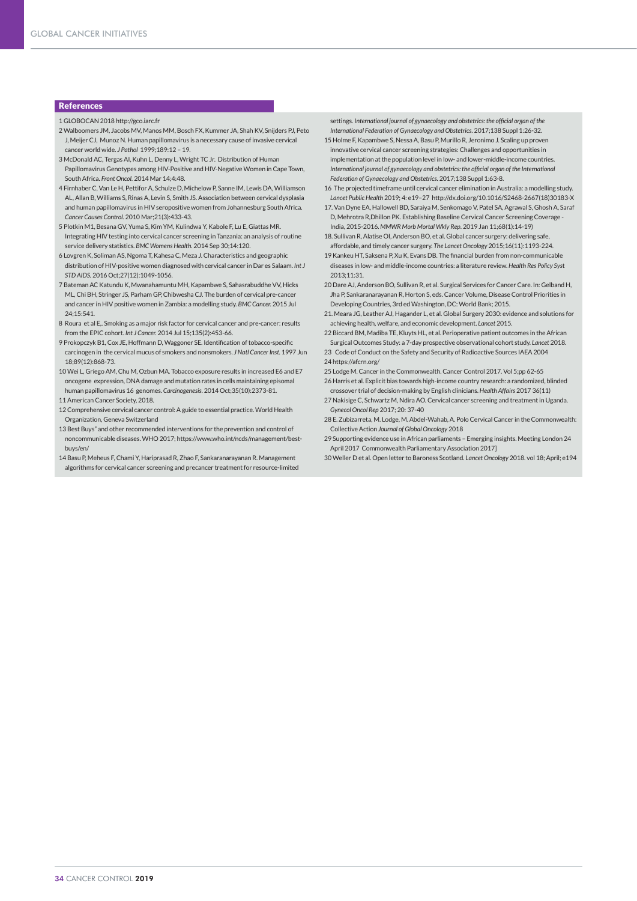## References

1 GLOBOCAN 2018 http://gco.iarc.fr

2 Walboomers JM, Jacobs MV, Manos MM, Bosch FX, Kummer JA, Shah KV, Snijders PJ, Peto J, Meijer CJ, Munoz N. Human papillomavirus is a necessary cause of invasive cervical cancer world wide. *J Pathol* 1999;189:12 – 19.

3 McDonald AC, Tergas AI, Kuhn L, Denny L, Wright TC Jr. Distribution of Human Papillomavirus Genotypes among HIV-Positive and HIV-Negative Women in Cape Town, South Africa. *Front Oncol.* 2014 Mar 14;4:48.

4 Firnhaber C, Van Le H, Pettifor A, Schulze D, Michelow P, Sanne IM, Lewis DA, Williamson AL, Allan B, Williams S, Rinas A, Levin S, Smith JS. Association between cervical dysplasia and human papillomavirus in HIV seropositive women from Johannesburg South Africa. *Cancer Causes Control.* 2010 Mar;21(3):433-43.

5 Plotkin M1, Besana GV, Yuma S, Kim YM, Kulindwa Y, Kabole F, Lu E, Giattas MR. Integrating HIV testing into cervical cancer screening in Tanzania: an analysis of routine service delivery statistics. *BMC Womens Health.* 2014 Sep 30;14:120.

6 Lovgren K, Soliman AS, Ngoma T, Kahesa C, Meza J. Characteristics and geographic distribution of HIV-positive women diagnosed with cervical cancer in Dar es Salaam. *Int J STD AIDS.* 2016 Oct;27(12):1049-1056.

7 Bateman AC Katundu K, Mwanahamuntu MH, Kapambwe S, Sahasrabuddhe VV, Hicks ML, Chi BH, Stringer JS, Parham GP, Chibwesha CJ. The burden of cervical pre-cancer and cancer in HIV positive women in Zambia: a modelling study. *BMC Cancer.* 2015 Jul 24;15:541.

8 Roura et al E,. Smoking as a major risk factor for cervical cancer and pre-cancer: results from the EPIC cohort. *Int J Cancer.* 2014 Jul 15;135(2):453-66.

9 Prokopczyk B1, Cox JE, Hoffmann D, Waggoner SE. Identification of tobacco-specific carcinogen in the cervical mucus of smokers and nonsmokers. *J Natl Cancer Inst.* 1997 Jun 18;89(12):868-73.

10 Wei L, Griego AM, Chu M, Ozbun MA. Tobacco exposure results in increased E6 and E7 oncogene expression, DNA damage and mutation rates in cells maintaining episomal human papillomavirus 16 genomes. *Carcinogenesis.* 2014 Oct;35(10):2373-81.

11 American Cancer Society, 2018.

12 Comprehensive cervical cancer control: A guide to essential practice. World Health Organization, Geneva Switzerland

13 Best Buys" and other recommended interventions for the prevention and control of noncommunicable diseases. WHO 2017; https://www.who.int/ncds/management/best-buys/en/

14 Basu P, Meheus F, Chami Y, Hariprasad R, Zhao F, Sankaranarayanan R. Management algorithms for cervical cancer screening and precancer treatment for resource-limited settings. *International journal of gynaecology and obstetrics: the official organ of the International Federation of Gynaecology and Obstetrics.* 2017;138 Suppl 1:26-32.

15 Holme F, Kapambwe S, Nessa A, Basu P, Murillo R, Jeronimo J. Scaling up proven innovative cervical cancer screening strategies: Challenges and opportunities in implementation at the population level in low- and lower-middle-income countries. *International journal of gynaecology and obstetrics: the official organ of the International Federation of Gynaecology and Obstetrics.* 2017;138 Suppl 1:63-8.

16 The projected timeframe until cervical cancer elimination in Australia: a modelling study. *Lancet Public Health* 2019; 4: e19–27 http://dx.doi.org/10.1016/S2468-2667(18)30183-X

17. Van Dyne EA, Hallowell BD, Saraiya M, Senkomago V, Patel SA, Agrawal S, Ghosh A, Saraf D, Mehrotra R,Dhillon PK. Establishing Baseline Cervical Cancer Screening Coverage - India, 2015-2016. *MMWR Morb Mortal Wkly Rep.* 2019 Jan 11;68(1):14-19)

18. Sullivan R, Alatise OI, Anderson BO, et al. Global cancer surgery: delivering safe, affordable, and timely cancer surgery. *The Lancet Oncology* 2015;16(11):1193-224.

19 Kankeu HT, Saksena P, Xu K, Evans DB. The financial burden from non-communicable diseases in low- and middle-income countries: a literature review. *Health Res Policy Syst* 2013;11:31.

20 Dare AJ, Anderson BO, Sullivan R, et al. Surgical Services for Cancer Care. In: Gelband H, Jha P, Sankaranarayanan R, Horton S, eds. Cancer Volume, Disease Control Priorities in Developing Countries, 3rd ed Washington, DC: World Bank; 2015.

21. Meara JG, Leather AJ, Hagander L, et al. Global Surgery 2030: evidence and solutions for achieving health, welfare, and economic development. *Lancet* 2015.

22 Biccard BM, Madiba TE, Kluyts HL, et al. Perioperative patient outcomes in the African Surgical Outcomes Study: a 7-day prospective observational cohort study. *Lancet* 2018.

23 Code of Conduct on the Safety and Security of Radioactive Sources IAEA 2004

24 https://afcrn.org/

25 Lodge M. Cancer in the Commonwealth. Cancer Control 2017. Vol 5;pp 62-65

26 Harris et al. Explicit bias towards high-income country research: a randomized, blinded crossover trial of decision-making by English clinicians. *Health Affairs* 2017 36(11)

27 Nakisige C, Schwartz M, Ndira AO. Cervical cancer screening and treatment in Uganda. *Gynecol Oncol Rep* 2017; 20: 37-40

28 E. Zubizarreta, M. Lodge, M. Abdel-Wahab, A. Polo Cervical Cancer in the Commonwealth: Collective Action *Journal of Global Oncology* 2018

29 Supporting evidence use in African parliaments – Emerging insights. Meeting London 24 April 2017 Commonwealth Parliamentary Association 2017]

30 Weller D et al. Open letter to Baroness Scotland. *Lancet Oncology* 2018. vol 18; April; e194